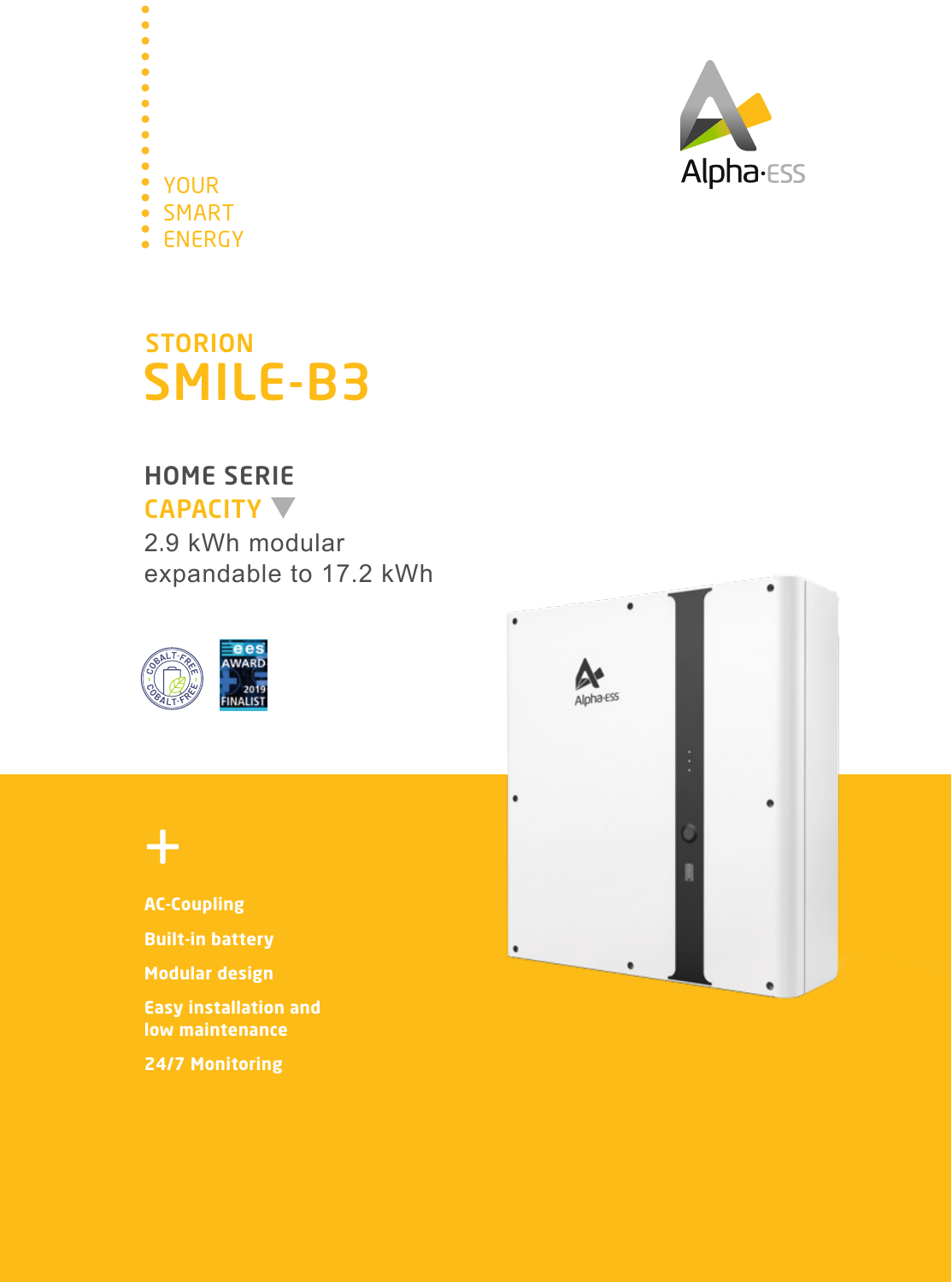YOUR
SMART
ENERGY

Alpha·ESS

## STORION
# SMILE-B3

## HOME SERIE
## CAPACITY

2.9 kWh modular
expandable to 17.2 kWh

COBALT-FREE

ees AWARD 2019 FINALIST

+

**AC-Coupling**

**Built-in battery**

**Modular design**

**Easy installation and low maintenance**

**24/7 Monitoring**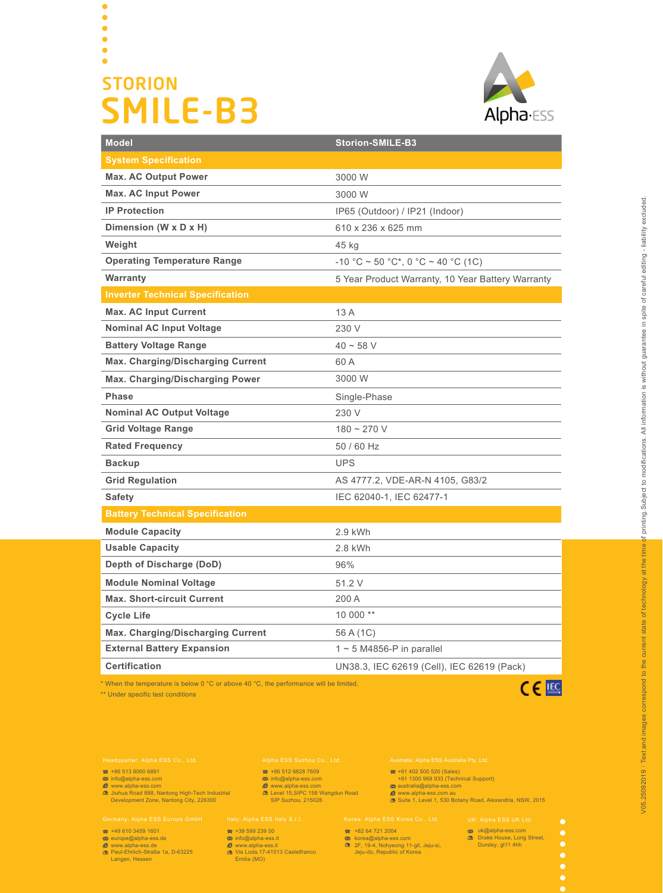# STORION
# SMILE-B3

Alpha·ESS

| Model | Storion-SMILE-B3 |
|---|---|
| **System Specification** | |
| Max. AC Output Power | 3000 W |
| Max. AC Input Power | 3000 W |
| IP Protection | IP65 (Outdoor) / IP21 (Indoor) |
| Dimension (W x D x H) | 610 x 236 x 625 mm |
| Weight | 45 kg |
| Operating Temperature Range | -10 °C ~ 50 °C*, 0 °C ~ 40 °C (1C) |
| Warranty | 5 Year Product Warranty, 10 Year Battery Warranty |
| **Inverter Technical Specification** | |
| Max. AC Input Current | 13 A |
| Nominal AC Input Voltage | 230 V |
| Battery Voltage Range | 40 ~ 58 V |
| Max. Charging/Discharging Current | 60 A |
| Max. Charging/Discharging Power | 3000 W |
| Phase | Single-Phase |
| Nominal AC Output Voltage | 230 V |
| Grid Voltage Range | 180 ~ 270 V |
| Rated Frequency | 50 / 60 Hz |
| Backup | UPS |
| Grid Regulation | AS 4777.2, VDE-AR-N 4105, G83/2 |
| Safety | IEC 62040-1, IEC 62477-1 |
| **Battery Technical Specification** | |
| Module Capacity | 2.9 kWh |
| Usable Capacity | 2.8 kWh |
| Depth of Discharge (DoD) | 96% |
| Module Nominal Voltage | 51.2 V |
| Max. Short-circuit Current | 200 A |
| Cycle Life | 10 000 ** |
| Max. Charging/Discharging Current | 56 A (1C) |
| External Battery Expansion | 1 ~ 5 M4856-P in parallel |
| Certification | UN38.3, IEC 62619 (Cell), IEC 62619 (Pack) |

\* When the temperature is below 0 °C or above 40 °C, the performance will be limited.

\*\* Under specific test conditions

Headquarter: Alpha ESS Co., Ltd.
+86 513 8060 6891
info@alpha-ess.com
www.alpha-ess.com
Jiuhua Road 888, Nantong High-Tech Industrial Development Zone, Nantong City, 226300

Alpha ESS Suzhou Co., Ltd.
+86 512 6828 7609
info@alpha-ess.com
www.alpha-ess.com
Level 15,SIPC 158 Wangdun Road SIP Suzhou, 215028

Australia: Alpha ESS Australia Pty. Ltd.
+61 402 500 520 (Sales)
+61 1300 968 933 (Technical Support)
australia@alpha-ess.com
www.alpha-ess.com.au
Suite 1, Level 1, 530 Botany Road, Alexandria, NSW, 2015

Germany: Alpha ESS Europe GmbH
+49 610 3459 1601
europe@alpha-ess.de
www.alpha-ess.de
Paul-Ehrlich-Straße 1a, D-63225 Langen, Hessen

Italy: Alpha ESS Italy S.r.l.
+39 599 239 50
info@alpha-ess.it
www.alpha-ess.it
Via Loda,17-41013 Castelfranco Emilia (MO)

Korea: Alpha ESS Korea Co., Ltd.
+82 64 721 2004
korea@alpha-ess.com
2F, 19-4, Nohyeong 11-gil, Jeju-si, Jeju-do, Republic of Korea

UK: Alpha ESS UK Ltd.
uk@alpha-ess.com
Drake House, Long Street, Dursley, gl11 4hh

V05.25092019 Text and images correspond to the current state of technology at the time of printing.Subject to modifications. All information is without guarantee in spite of careful editing - liability excluded.